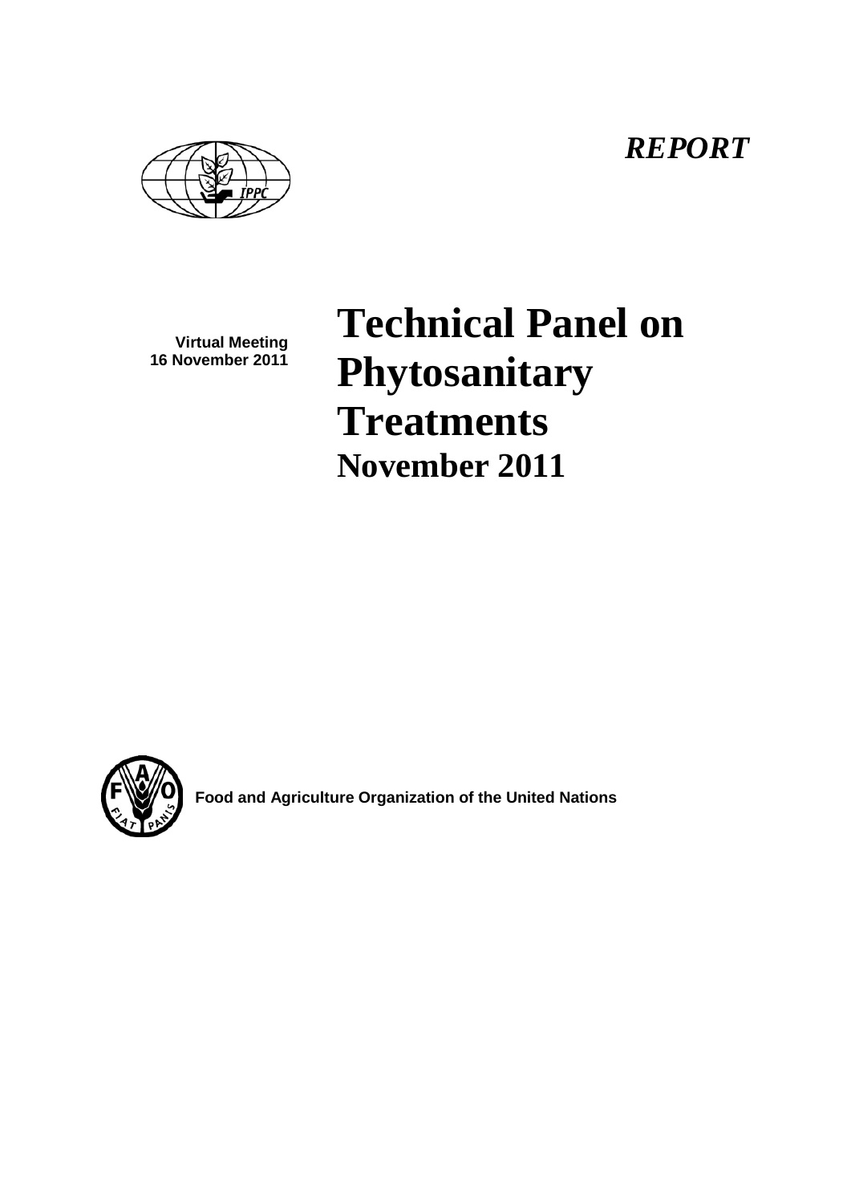*REPORT*

**Virtual Meeting**
**16 November 2011**

# Technical Panel on Phytosanitary Treatments

## November 2011

**Food and Agriculture Organization of the United Nations**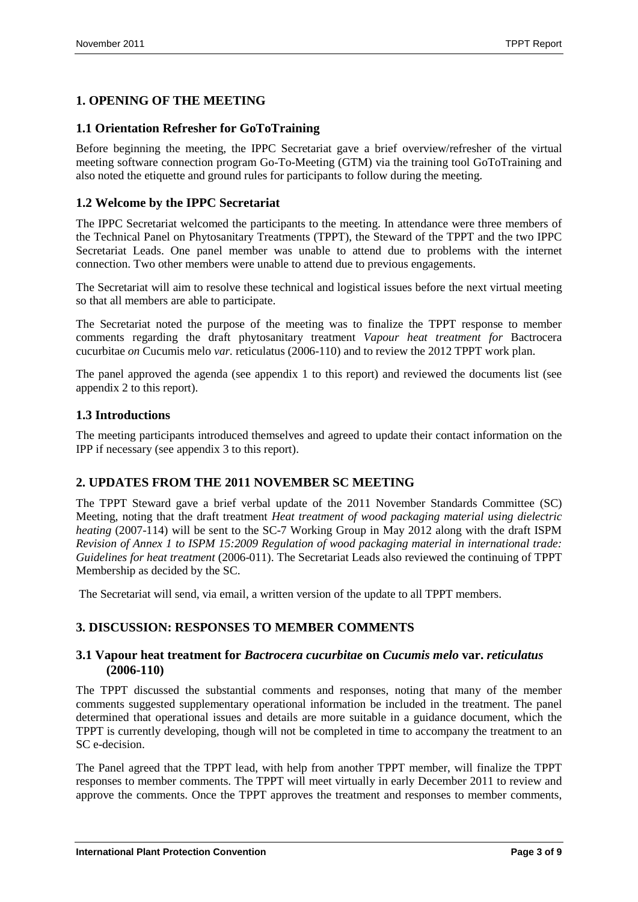## 1. OPENING OF THE MEETING

### 1.1 Orientation Refresher for GoToTraining

Before beginning the meeting, the IPPC Secretariat gave a brief overview/refresher of the virtual meeting software connection program Go-To-Meeting (GTM) via the training tool GoToTraining and also noted the etiquette and ground rules for participants to follow during the meeting.

### 1.2 Welcome by the IPPC Secretariat

The IPPC Secretariat welcomed the participants to the meeting. In attendance were three members of the Technical Panel on Phytosanitary Treatments (TPPT), the Steward of the TPPT and the two IPPC Secretariat Leads. One panel member was unable to attend due to problems with the internet connection. Two other members were unable to attend due to previous engagements.

The Secretariat will aim to resolve these technical and logistical issues before the next virtual meeting so that all members are able to participate.

The Secretariat noted the purpose of the meeting was to finalize the TPPT response to member comments regarding the draft phytosanitary treatment *Vapour heat treatment for* Bactrocera cucurbitae *on* Cucumis melo *var.* reticulatus (2006-110) and to review the 2012 TPPT work plan.

The panel approved the agenda (see appendix 1 to this report) and reviewed the documents list (see appendix 2 to this report).

### 1.3 Introductions

The meeting participants introduced themselves and agreed to update their contact information on the IPP if necessary (see appendix 3 to this report).

## 2. UPDATES FROM THE 2011 NOVEMBER SC MEETING

The TPPT Steward gave a brief verbal update of the 2011 November Standards Committee (SC) Meeting, noting that the draft treatment *Heat treatment of wood packaging material using dielectric heating* (2007-114) will be sent to the SC-7 Working Group in May 2012 along with the draft ISPM *Revision of Annex 1 to ISPM 15:2009 Regulation of wood packaging material in international trade: Guidelines for heat treatment* (2006-011). The Secretariat Leads also reviewed the continuing of TPPT Membership as decided by the SC.

The Secretariat will send, via email, a written version of the update to all TPPT members.

## 3. DISCUSSION: RESPONSES TO MEMBER COMMENTS

### 3.1 Vapour heat treatment for *Bactrocera cucurbitae* on *Cucumis melo* var. *reticulatus* (2006-110)

The TPPT discussed the substantial comments and responses, noting that many of the member comments suggested supplementary operational information be included in the treatment. The panel determined that operational issues and details are more suitable in a guidance document, which the TPPT is currently developing, though will not be completed in time to accompany the treatment to an SC e-decision.

The Panel agreed that the TPPT lead, with help from another TPPT member, will finalize the TPPT responses to member comments. The TPPT will meet virtually in early December 2011 to review and approve the comments. Once the TPPT approves the treatment and responses to member comments,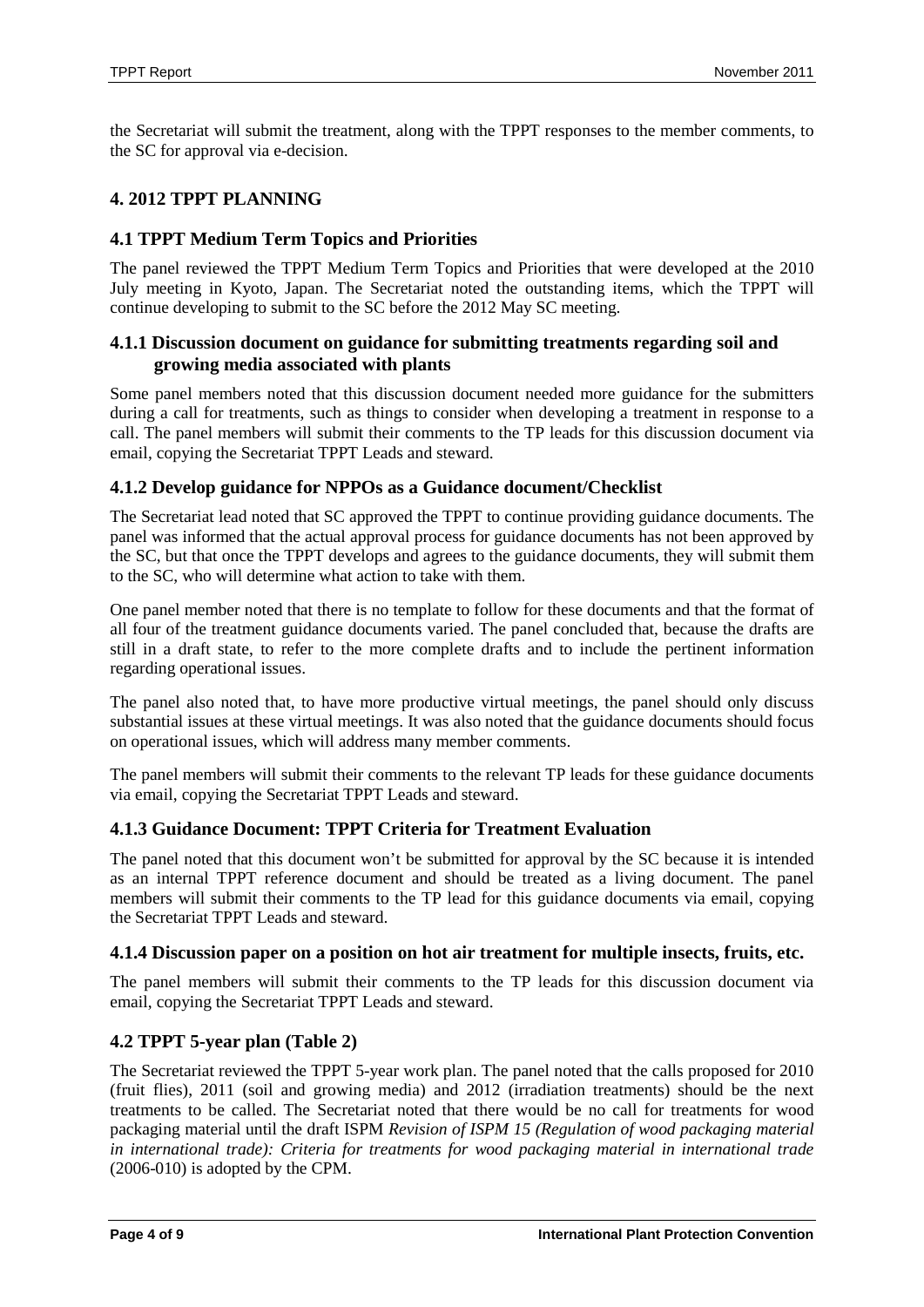the Secretariat will submit the treatment, along with the TPPT responses to the member comments, to the SC for approval via e-decision.

## 4. 2012 TPPT PLANNING

### 4.1 TPPT Medium Term Topics and Priorities

The panel reviewed the TPPT Medium Term Topics and Priorities that were developed at the 2010 July meeting in Kyoto, Japan. The Secretariat noted the outstanding items, which the TPPT will continue developing to submit to the SC before the 2012 May SC meeting.

#### 4.1.1 Discussion document on guidance for submitting treatments regarding soil and growing media associated with plants

Some panel members noted that this discussion document needed more guidance for the submitters during a call for treatments, such as things to consider when developing a treatment in response to a call. The panel members will submit their comments to the TP leads for this discussion document via email, copying the Secretariat TPPT Leads and steward.

#### 4.1.2 Develop guidance for NPPOs as a Guidance document/Checklist

The Secretariat lead noted that SC approved the TPPT to continue providing guidance documents. The panel was informed that the actual approval process for guidance documents has not been approved by the SC, but that once the TPPT develops and agrees to the guidance documents, they will submit them to the SC, who will determine what action to take with them.

One panel member noted that there is no template to follow for these documents and that the format of all four of the treatment guidance documents varied. The panel concluded that, because the drafts are still in a draft state, to refer to the more complete drafts and to include the pertinent information regarding operational issues.

The panel also noted that, to have more productive virtual meetings, the panel should only discuss substantial issues at these virtual meetings. It was also noted that the guidance documents should focus on operational issues, which will address many member comments.

The panel members will submit their comments to the relevant TP leads for these guidance documents via email, copying the Secretariat TPPT Leads and steward.

#### 4.1.3 Guidance Document: TPPT Criteria for Treatment Evaluation

The panel noted that this document won't be submitted for approval by the SC because it is intended as an internal TPPT reference document and should be treated as a living document. The panel members will submit their comments to the TP lead for this guidance documents via email, copying the Secretariat TPPT Leads and steward.

#### 4.1.4 Discussion paper on a position on hot air treatment for multiple insects, fruits, etc.

The panel members will submit their comments to the TP leads for this discussion document via email, copying the Secretariat TPPT Leads and steward.

### 4.2 TPPT 5-year plan (Table 2)

The Secretariat reviewed the TPPT 5-year work plan. The panel noted that the calls proposed for 2010 (fruit flies), 2011 (soil and growing media) and 2012 (irradiation treatments) should be the next treatments to be called. The Secretariat noted that there would be no call for treatments for wood packaging material until the draft ISPM *Revision of ISPM 15 (Regulation of wood packaging material in international trade): Criteria for treatments for wood packaging material in international trade* (2006-010) is adopted by the CPM.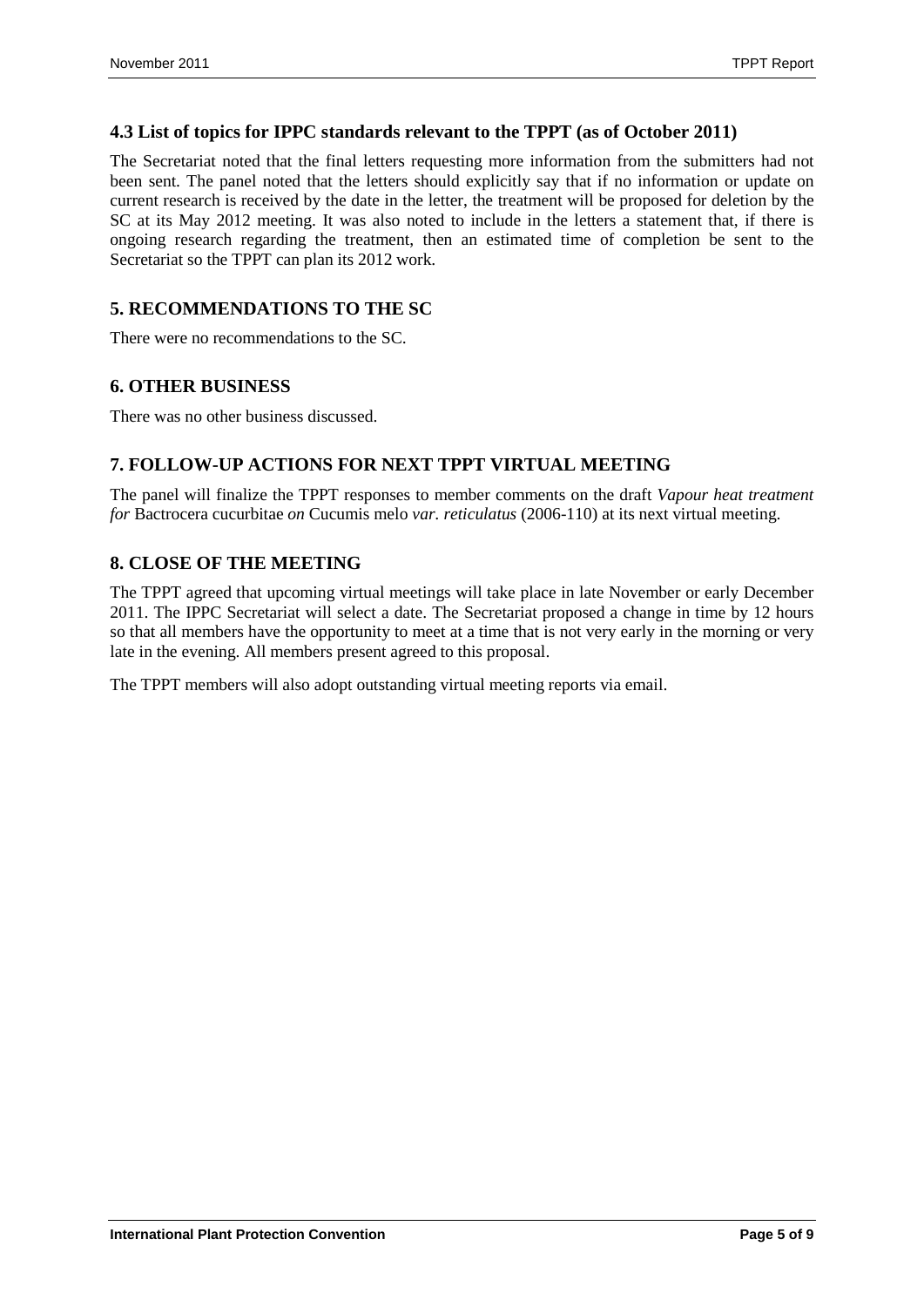### 4.3 List of topics for IPPC standards relevant to the TPPT (as of October 2011)

The Secretariat noted that the final letters requesting more information from the submitters had not been sent. The panel noted that the letters should explicitly say that if no information or update on current research is received by the date in the letter, the treatment will be proposed for deletion by the SC at its May 2012 meeting. It was also noted to include in the letters a statement that, if there is ongoing research regarding the treatment, then an estimated time of completion be sent to the Secretariat so the TPPT can plan its 2012 work.

## 5. RECOMMENDATIONS TO THE SC

There were no recommendations to the SC.

## 6. OTHER BUSINESS

There was no other business discussed.

## 7. FOLLOW-UP ACTIONS FOR NEXT TPPT VIRTUAL MEETING

The panel will finalize the TPPT responses to member comments on the draft *Vapour heat treatment for* Bactrocera cucurbitae *on* Cucumis melo *var. reticulatus* (2006-110) at its next virtual meeting.

## 8. CLOSE OF THE MEETING

The TPPT agreed that upcoming virtual meetings will take place in late November or early December 2011. The IPPC Secretariat will select a date. The Secretariat proposed a change in time by 12 hours so that all members have the opportunity to meet at a time that is not very early in the morning or very late in the evening. All members present agreed to this proposal.

The TPPT members will also adopt outstanding virtual meeting reports via email.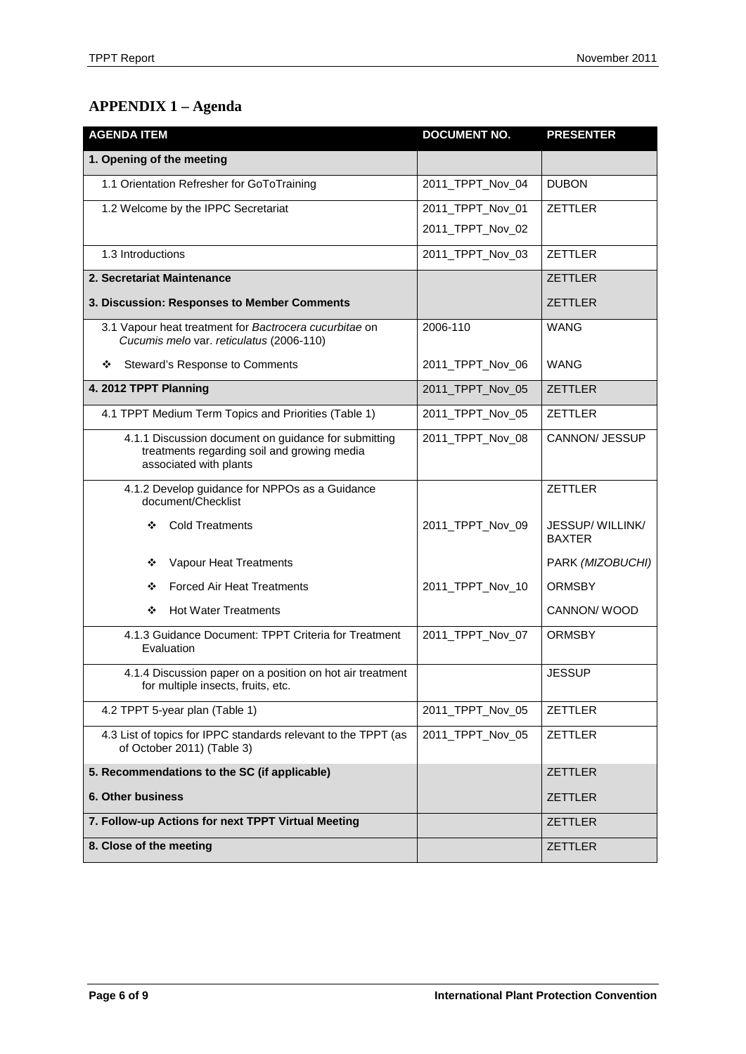## APPENDIX 1 – Agenda

| AGENDA ITEM | DOCUMENT NO. | PRESENTER |
|---|---|---|
| **1. Opening of the meeting** | | |
| 1.1 Orientation Refresher for GoToTraining | 2011_TPPT_Nov_04 | DUBON |
| 1.2 Welcome by the IPPC Secretariat | 2011_TPPT_Nov_01<br>2011_TPPT_Nov_02 | ZETTLER |
| 1.3 Introductions | 2011_TPPT_Nov_03 | ZETTLER |
| **2. Secretariat Maintenance** | | ZETTLER |
| **3. Discussion: Responses to Member Comments** | | ZETTLER |
| 3.1 Vapour heat treatment for *Bactrocera cucurbitae* on *Cucumis melo* var. *reticulatus* (2006-110) | 2006-110 | WANG |
| ❖ Steward's Response to Comments | 2011_TPPT_Nov_06 | WANG |
| **4. 2012 TPPT Planning** | 2011_TPPT_Nov_05 | ZETTLER |
| 4.1 TPPT Medium Term Topics and Priorities (Table 1) | 2011_TPPT_Nov_05 | ZETTLER |
| 4.1.1 Discussion document on guidance for submitting treatments regarding soil and growing media associated with plants | 2011_TPPT_Nov_08 | CANNON/ JESSUP |
| 4.1.2 Develop guidance for NPPOs as a Guidance document/Checklist | | ZETTLER |
| ❖ Cold Treatments | 2011_TPPT_Nov_09 | JESSUP/ WILLINK/ BAXTER |
| ❖ Vapour Heat Treatments | | PARK *(MIZOBUCHI)* |
| ❖ Forced Air Heat Treatments | 2011_TPPT_Nov_10 | ORMSBY |
| ❖ Hot Water Treatments | | CANNON/ WOOD |
| 4.1.3 Guidance Document: TPPT Criteria for Treatment Evaluation | 2011_TPPT_Nov_07 | ORMSBY |
| 4.1.4 Discussion paper on a position on hot air treatment for multiple insects, fruits, etc. | | JESSUP |
| 4.2 TPPT 5-year plan (Table 1) | 2011_TPPT_Nov_05 | ZETTLER |
| 4.3 List of topics for IPPC standards relevant to the TPPT (as of October 2011) (Table 3) | 2011_TPPT_Nov_05 | ZETTLER |
| **5. Recommendations to the SC (if applicable)** | | ZETTLER |
| **6. Other business** | | ZETTLER |
| **7. Follow-up Actions for next TPPT Virtual Meeting** | | ZETTLER |
| **8. Close of the meeting** | | ZETTLER |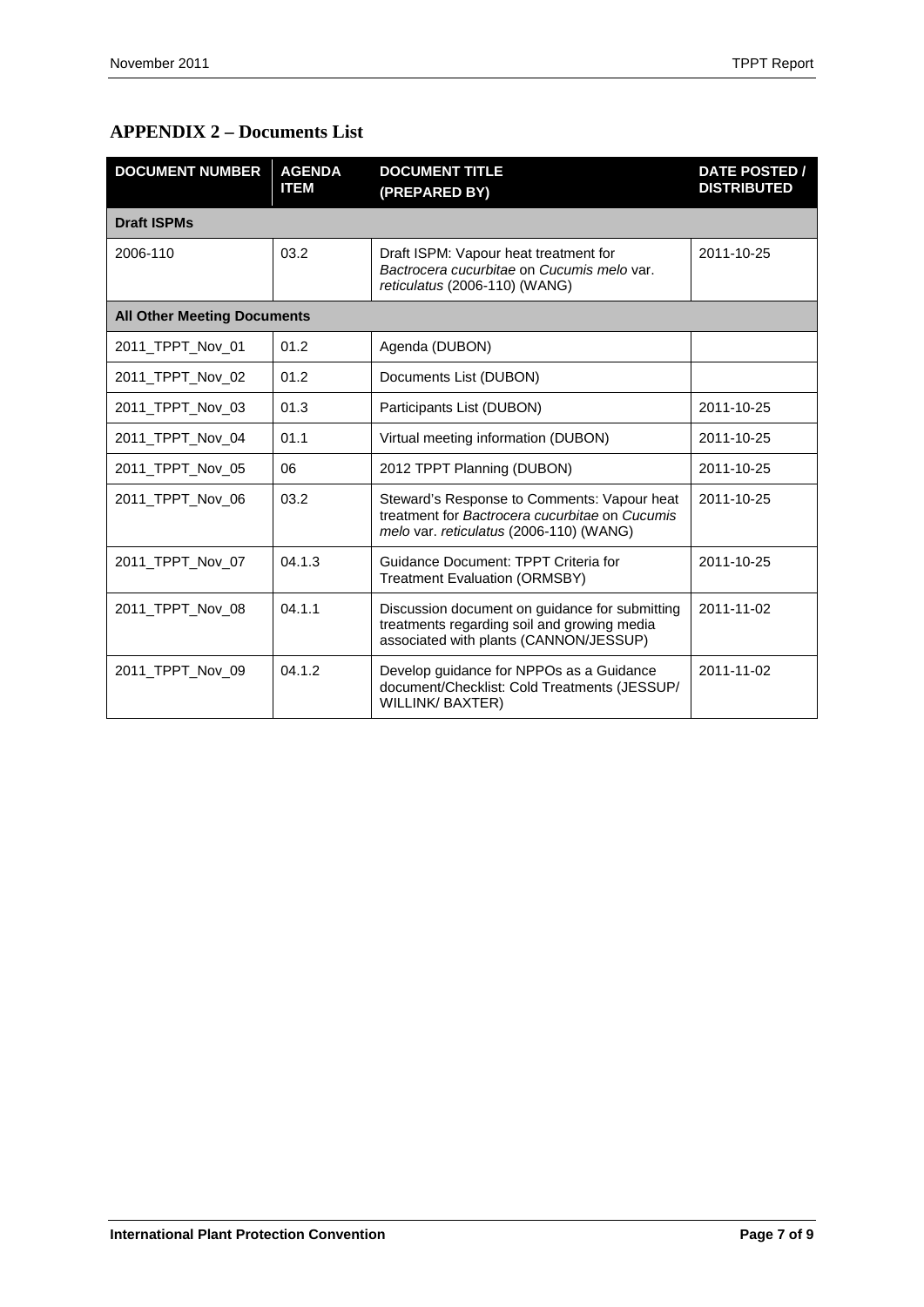## APPENDIX 2 – Documents List

| DOCUMENT NUMBER | AGENDA ITEM | DOCUMENT TITLE (PREPARED BY) | DATE POSTED / DISTRIBUTED |
|---|---|---|---|
| **Draft ISPMs** | | | |
| 2006-110 | 03.2 | Draft ISPM: Vapour heat treatment for *Bactrocera cucurbitae* on *Cucumis melo* var. *reticulatus* (2006-110) (WANG) | 2011-10-25 |
| **All Other Meeting Documents** | | | |
| 2011_TPPT_Nov_01 | 01.2 | Agenda (DUBON) | |
| 2011_TPPT_Nov_02 | 01.2 | Documents List (DUBON) | |
| 2011_TPPT_Nov_03 | 01.3 | Participants List (DUBON) | 2011-10-25 |
| 2011_TPPT_Nov_04 | 01.1 | Virtual meeting information (DUBON) | 2011-10-25 |
| 2011_TPPT_Nov_05 | 06 | 2012 TPPT Planning (DUBON) | 2011-10-25 |
| 2011_TPPT_Nov_06 | 03.2 | Steward's Response to Comments: Vapour heat treatment for *Bactrocera cucurbitae* on *Cucumis melo* var. *reticulatus* (2006-110) (WANG) | 2011-10-25 |
| 2011_TPPT_Nov_07 | 04.1.3 | Guidance Document: TPPT Criteria for Treatment Evaluation (ORMSBY) | 2011-10-25 |
| 2011_TPPT_Nov_08 | 04.1.1 | Discussion document on guidance for submitting treatments regarding soil and growing media associated with plants (CANNON/JESSUP) | 2011-11-02 |
| 2011_TPPT_Nov_09 | 04.1.2 | Develop guidance for NPPOs as a Guidance document/Checklist: Cold Treatments (JESSUP/ WILLINK/ BAXTER) | 2011-11-02 |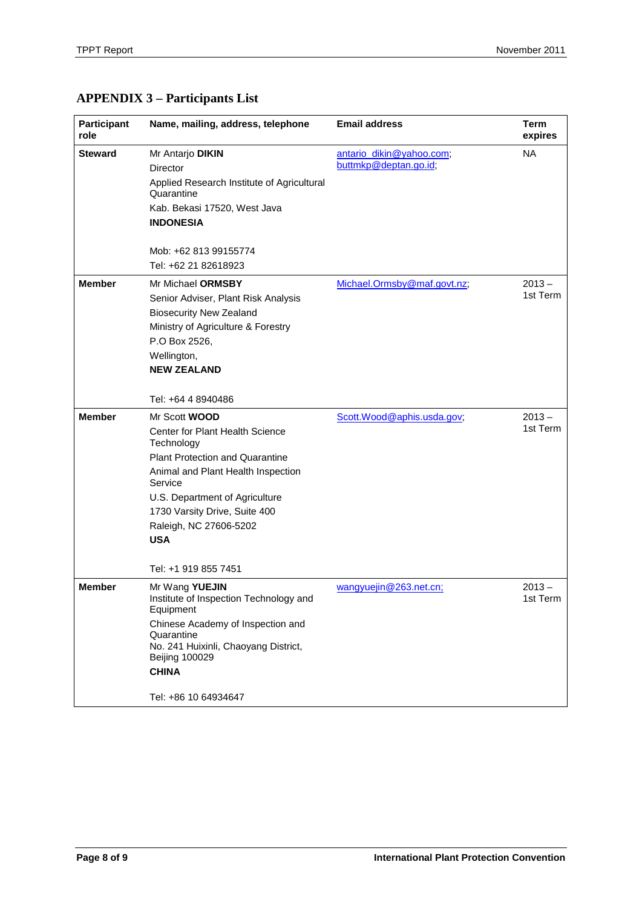# APPENDIX 3 – Participants List

| Participant role | Name, mailing, address, telephone | Email address | Term expires |
|---|---|---|---|
| **Steward** | Mr Antarjo **DIKIN**<br>Director<br>Applied Research Institute of Agricultural Quarantine<br>Kab. Bekasi 17520, West Java<br>**INDONESIA**<br><br>Mob: +62 813 99155774<br>Tel: +62 21 82618923 | antario_dikin@yahoo.com;<br>buttmkp@deptan.go.id; | NA |
| **Member** | Mr Michael **ORMSBY**<br>Senior Adviser, Plant Risk Analysis<br>Biosecurity New Zealand<br>Ministry of Agriculture & Forestry<br>P.O Box 2526,<br>Wellington,<br>**NEW ZEALAND**<br><br>Tel: +64 4 8940486 | Michael.Ormsby@maf.govt.nz; | 2013 – 1st Term |
| **Member** | Mr Scott **WOOD**<br>Center for Plant Health Science Technology<br>Plant Protection and Quarantine<br>Animal and Plant Health Inspection Service<br>U.S. Department of Agriculture<br>1730 Varsity Drive, Suite 400<br>Raleigh, NC 27606-5202<br>**USA**<br><br>Tel: +1 919 855 7451 | Scott.Wood@aphis.usda.gov; | 2013 – 1st Term |
| **Member** | Mr Wang **YUEJIN**<br>Institute of Inspection Technology and Equipment<br>Chinese Academy of Inspection and Quarantine<br>No. 241 Huixinli, Chaoyang District, Beijing 100029<br>**CHINA**<br><br>Tel: +86 10 64934647 | wangyuejin@263.net.cn; | 2013 – 1st Term |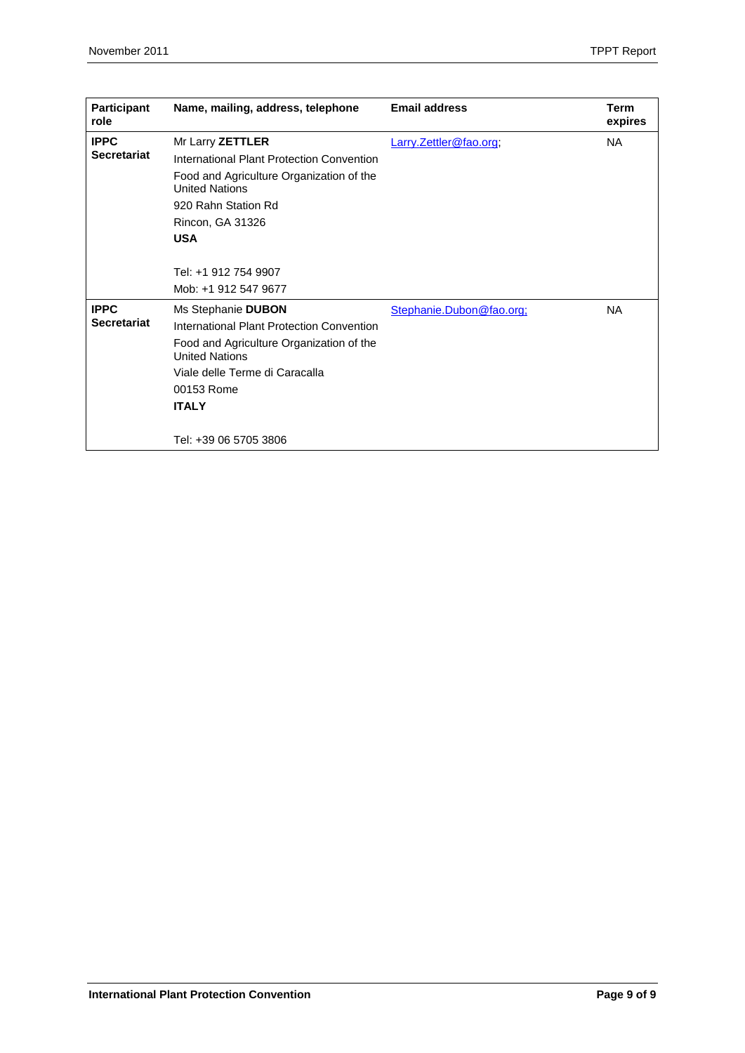| Participant role | Name, mailing, address, telephone | Email address | Term expires |
| --- | --- | --- | --- |
| **IPPC Secretariat** | Mr Larry **ZETTLER**<br>International Plant Protection Convention<br>Food and Agriculture Organization of the United Nations<br>920 Rahn Station Rd<br>Rincon, GA 31326<br>**USA**<br><br>Tel: +1 912 754 9907<br>Mob: +1 912 547 9677 | Larry.Zettler@fao.org; | NA |
| **IPPC Secretariat** | Ms Stephanie **DUBON**<br>International Plant Protection Convention<br>Food and Agriculture Organization of the United Nations<br>Viale delle Terme di Caracalla<br>00153 Rome<br>**ITALY**<br><br>Tel: +39 06 5705 3806 | Stephanie.Dubon@fao.org; | NA |